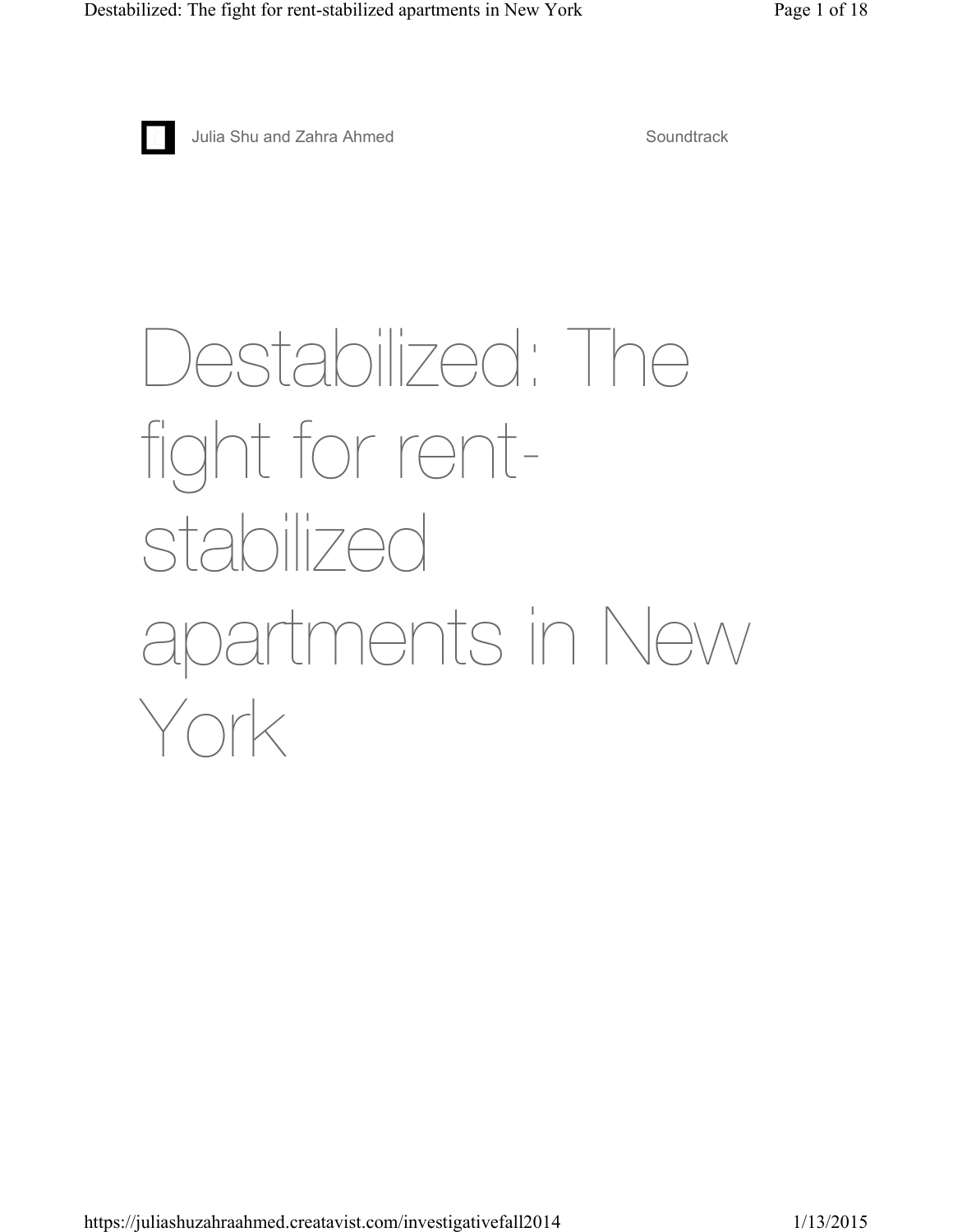Julia Shu and Zahra Ahmed

Soundtrack

# Destabilized: The fight for rent-stabilized apartments in New York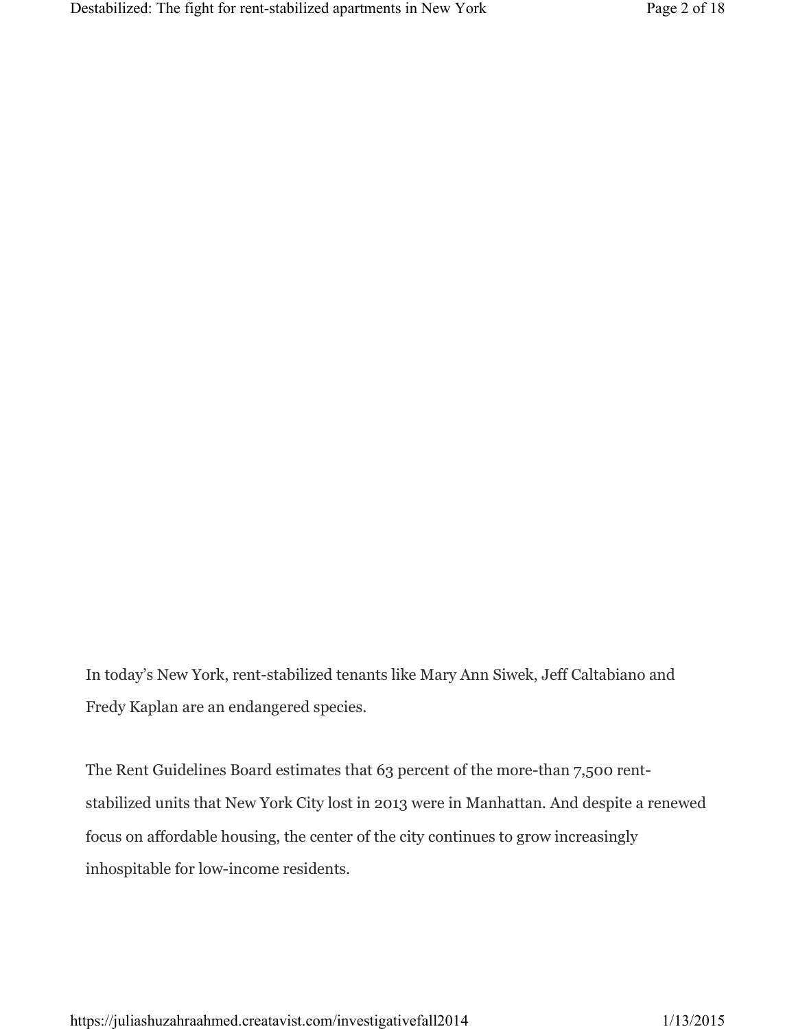In today's New York, rent-stabilized tenants like Mary Ann Siwek, Jeff Caltabiano and Fredy Kaplan are an endangered species.

The Rent Guidelines Board estimates that 63 percent of the more-than 7,500 rent-stabilized units that New York City lost in 2013 were in Manhattan. And despite a renewed focus on affordable housing, the center of the city continues to grow increasingly inhospitable for low-income residents.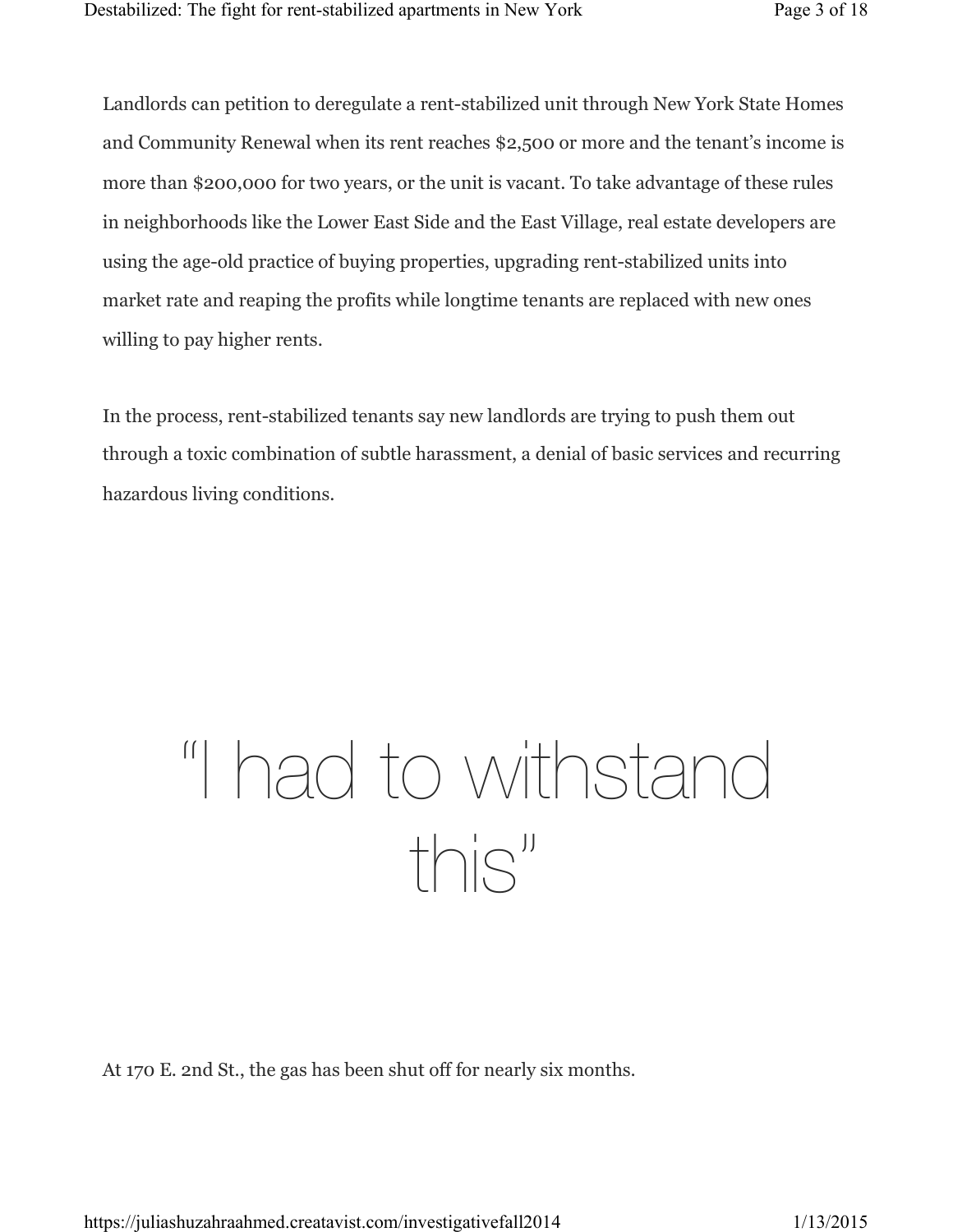Landlords can petition to deregulate a rent-stabilized unit through New York State Homes and Community Renewal when its rent reaches $2,500 or more and the tenant's income is more than $200,000 for two years, or the unit is vacant. To take advantage of these rules in neighborhoods like the Lower East Side and the East Village, real estate developers are using the age-old practice of buying properties, upgrading rent-stabilized units into market rate and reaping the profits while longtime tenants are replaced with new ones willing to pay higher rents.

In the process, rent-stabilized tenants say new landlords are trying to push them out through a toxic combination of subtle harassment, a denial of basic services and recurring hazardous living conditions.

## "I had to withstand this"

At 170 E. 2nd St., the gas has been shut off for nearly six months.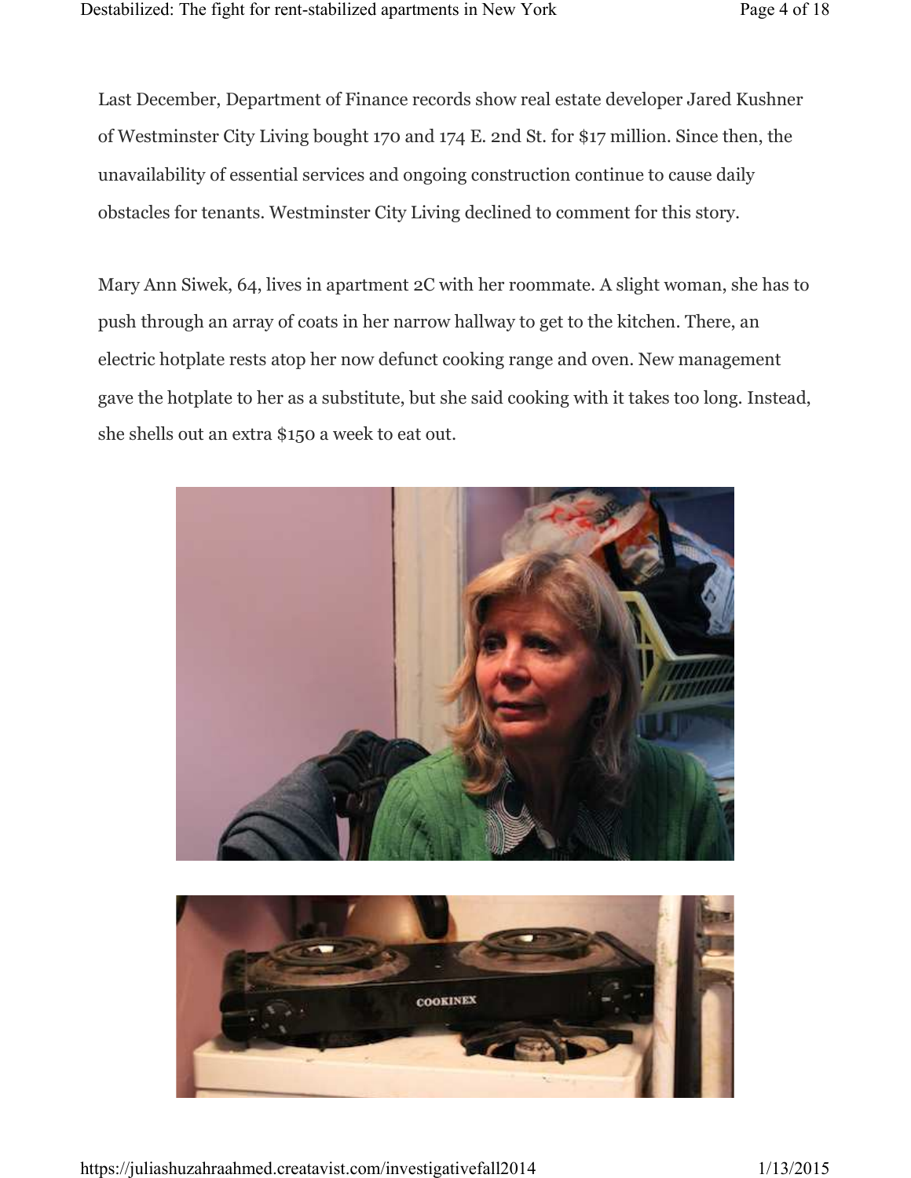Last December, Department of Finance records show real estate developer Jared Kushner of Westminster City Living bought 170 and 174 E. 2nd St. for $17 million. Since then, the unavailability of essential services and ongoing construction continue to cause daily obstacles for tenants. Westminster City Living declined to comment for this story.

Mary Ann Siwek, 64, lives in apartment 2C with her roommate. A slight woman, she has to push through an array of coats in her narrow hallway to get to the kitchen. There, an electric hotplate rests atop her now defunct cooking range and oven. New management gave the hotplate to her as a substitute, but she said cooking with it takes too long. Instead, she shells out an extra $150 a week to eat out.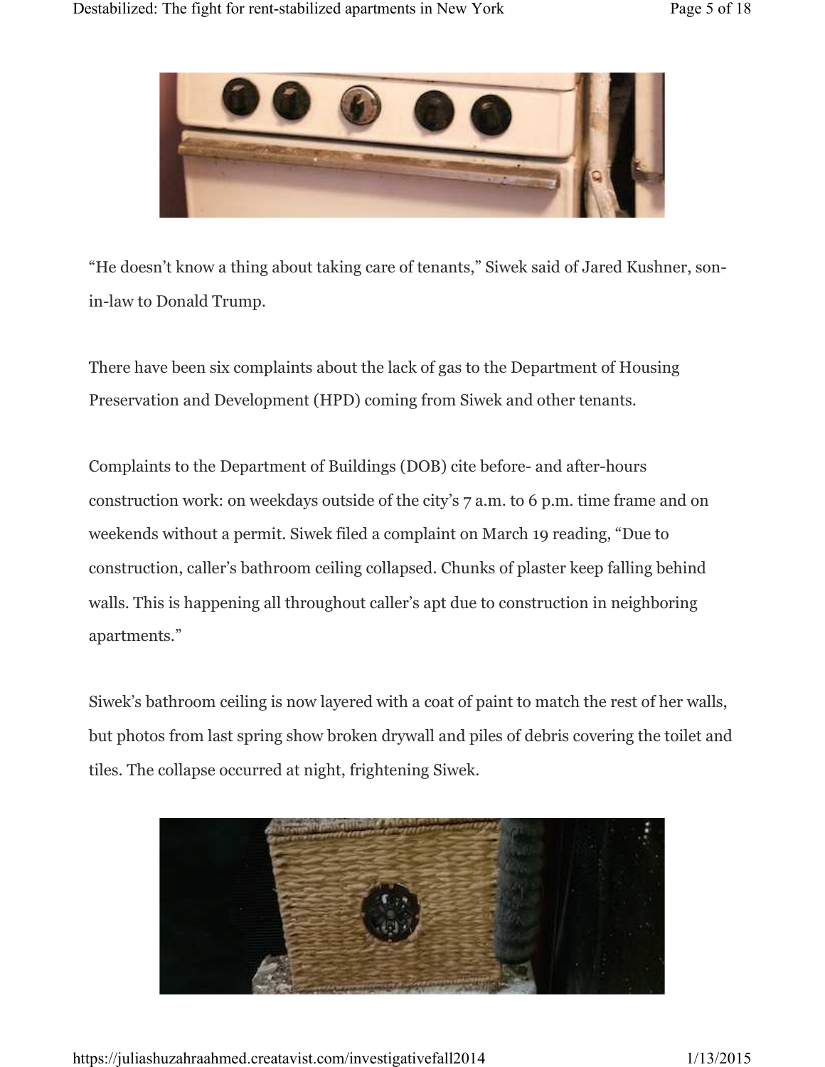“He doesn’t know a thing about taking care of tenants,” Siwek said of Jared Kushner, son-in-law to Donald Trump.

There have been six complaints about the lack of gas to the Department of Housing Preservation and Development (HPD) coming from Siwek and other tenants.

Complaints to the Department of Buildings (DOB) cite before- and after-hours construction work: on weekdays outside of the city’s 7 a.m. to 6 p.m. time frame and on weekends without a permit. Siwek filed a complaint on March 19 reading, “Due to construction, caller’s bathroom ceiling collapsed. Chunks of plaster keep falling behind walls. This is happening all throughout caller’s apt due to construction in neighboring apartments.”

Siwek’s bathroom ceiling is now layered with a coat of paint to match the rest of her walls, but photos from last spring show broken drywall and piles of debris covering the toilet and tiles. The collapse occurred at night, frightening Siwek.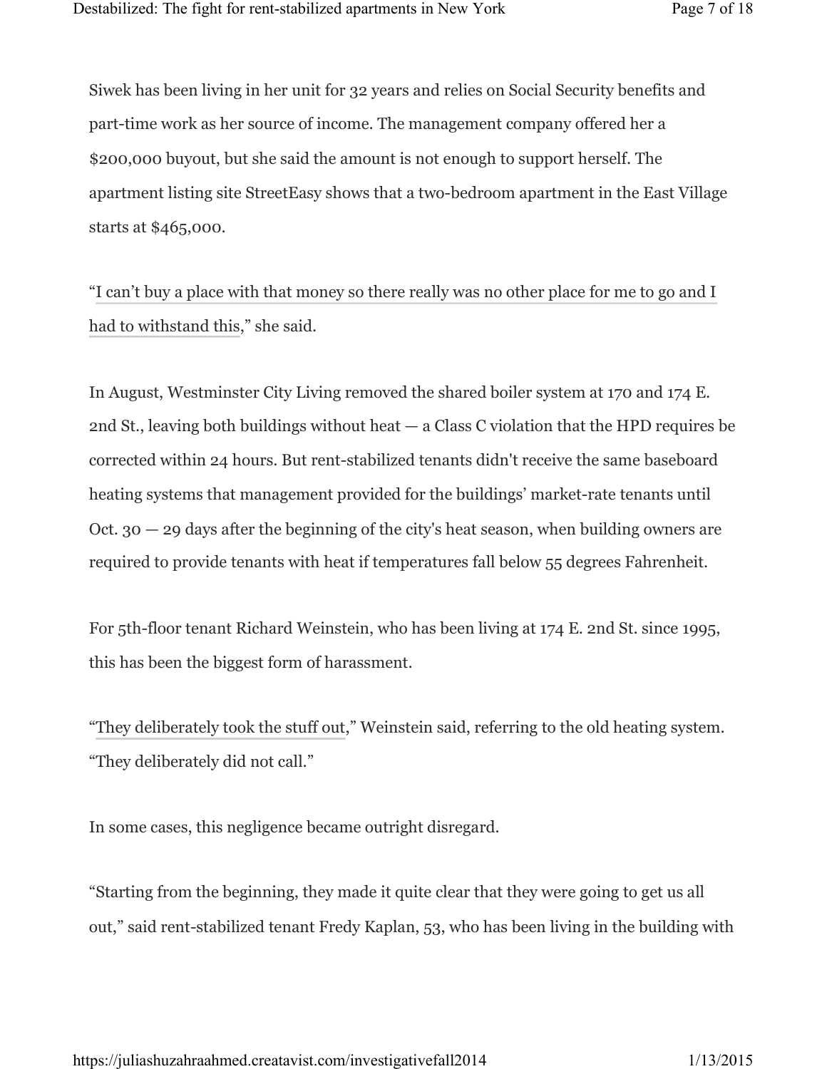Siwek has been living in her unit for 32 years and relies on Social Security benefits and part-time work as her source of income. The management company offered her a $200,000 buyout, but she said the amount is not enough to support herself. The apartment listing site StreetEasy shows that a two-bedroom apartment in the East Village starts at $465,000.

"I can't buy a place with that money so there really was no other place for me to go and I had to withstand this," she said.

In August, Westminster City Living removed the shared boiler system at 170 and 174 E. 2nd St., leaving both buildings without heat — a Class C violation that the HPD requires be corrected within 24 hours. But rent-stabilized tenants didn't receive the same baseboard heating systems that management provided for the buildings' market-rate tenants until Oct. 30 — 29 days after the beginning of the city's heat season, when building owners are required to provide tenants with heat if temperatures fall below 55 degrees Fahrenheit.

For 5th-floor tenant Richard Weinstein, who has been living at 174 E. 2nd St. since 1995, this has been the biggest form of harassment.

"They deliberately took the stuff out," Weinstein said, referring to the old heating system. "They deliberately did not call."

In some cases, this negligence became outright disregard.

"Starting from the beginning, they made it quite clear that they were going to get us all out," said rent-stabilized tenant Fredy Kaplan, 53, who has been living in the building with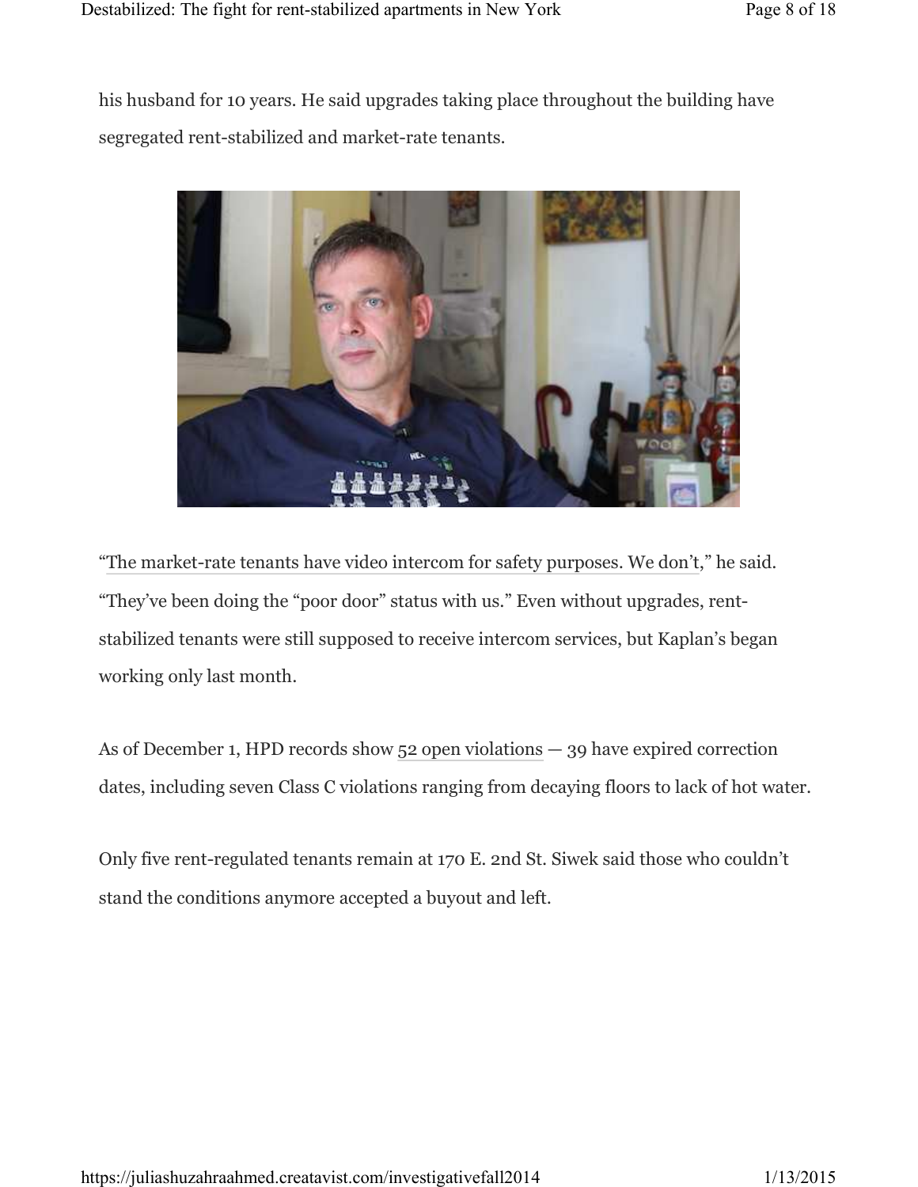his husband for 10 years. He said upgrades taking place throughout the building have segregated rent-stabilized and market-rate tenants.

"The market-rate tenants have video intercom for safety purposes. We don't," he said. "They've been doing the "poor door" status with us." Even without upgrades, rent-stabilized tenants were still supposed to receive intercom services, but Kaplan's began working only last month.

As of December 1, HPD records show 52 open violations — 39 have expired correction dates, including seven Class C violations ranging from decaying floors to lack of hot water.

Only five rent-regulated tenants remain at 170 E. 2nd St. Siwek said those who couldn't stand the conditions anymore accepted a buyout and left.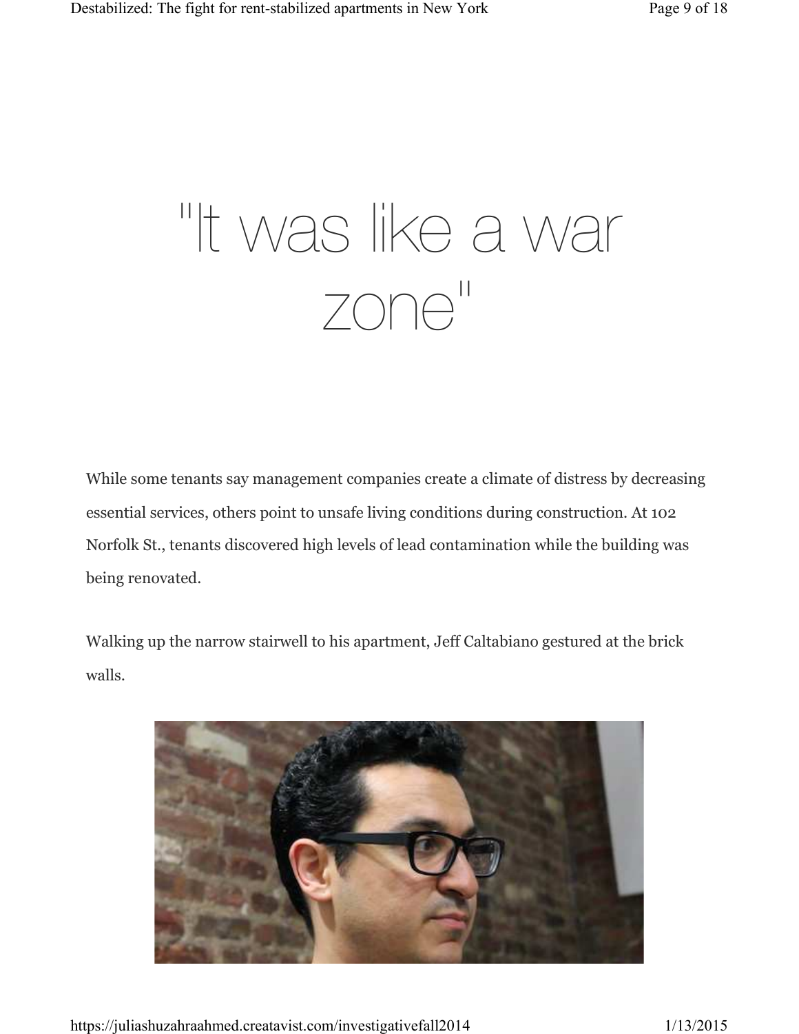# "It was like a war zone"

While some tenants say management companies create a climate of distress by decreasing essential services, others point to unsafe living conditions during construction. At 102 Norfolk St., tenants discovered high levels of lead contamination while the building was being renovated.

Walking up the narrow stairwell to his apartment, Jeff Caltabiano gestured at the brick walls.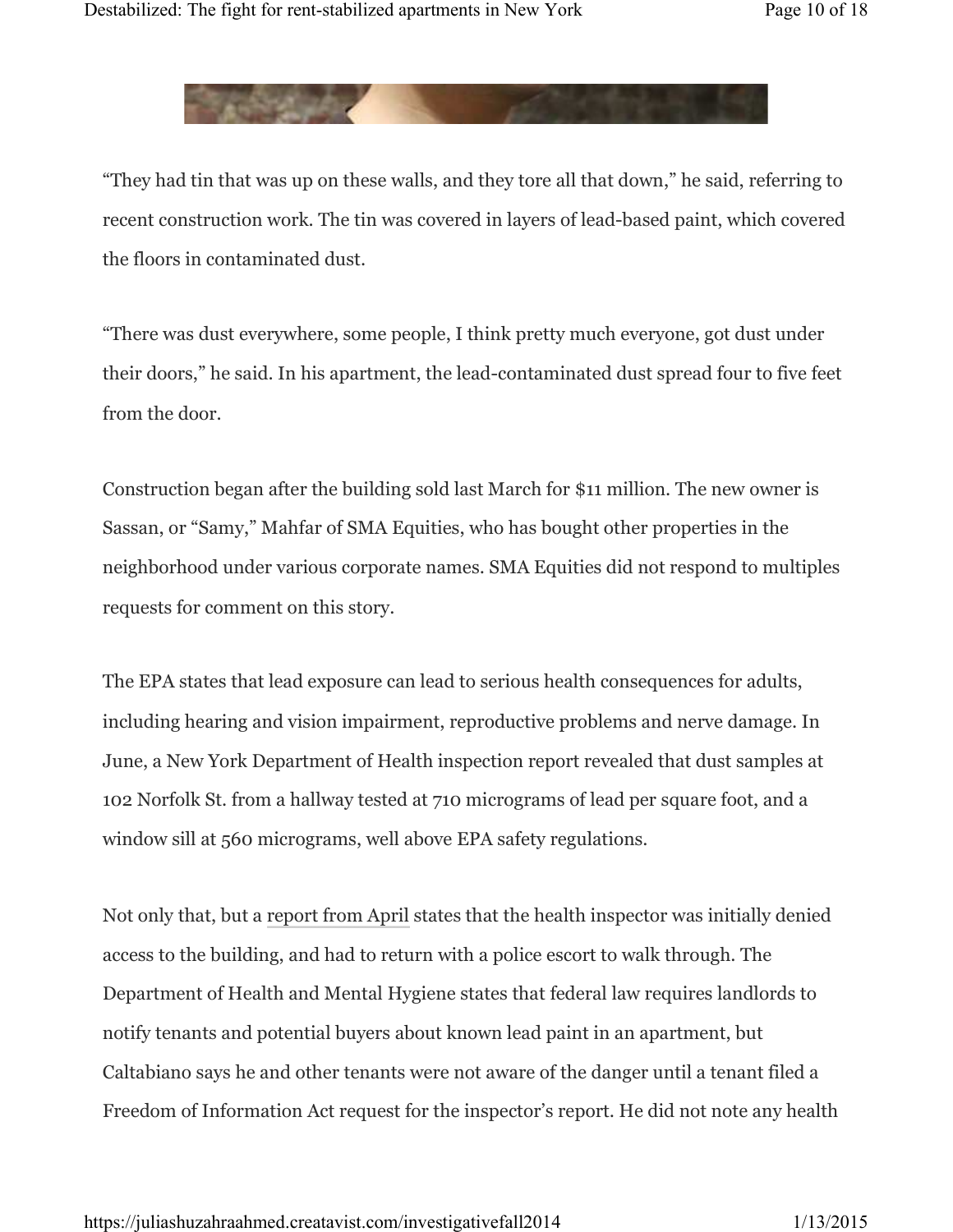"They had tin that was up on these walls, and they tore all that down," he said, referring to recent construction work. The tin was covered in layers of lead-based paint, which covered the floors in contaminated dust.

"There was dust everywhere, some people, I think pretty much everyone, got dust under their doors," he said. In his apartment, the lead-contaminated dust spread four to five feet from the door.

Construction began after the building sold last March for $11 million. The new owner is Sassan, or "Samy," Mahfar of SMA Equities, who has bought other properties in the neighborhood under various corporate names. SMA Equities did not respond to multiples requests for comment on this story.

The EPA states that lead exposure can lead to serious health consequences for adults, including hearing and vision impairment, reproductive problems and nerve damage. In June, a New York Department of Health inspection report revealed that dust samples at 102 Norfolk St. from a hallway tested at 710 micrograms of lead per square foot, and a window sill at 560 micrograms, well above EPA safety regulations.

Not only that, but a report from April states that the health inspector was initially denied access to the building, and had to return with a police escort to walk through. The Department of Health and Mental Hygiene states that federal law requires landlords to notify tenants and potential buyers about known lead paint in an apartment, but Caltabiano says he and other tenants were not aware of the danger until a tenant filed a Freedom of Information Act request for the inspector's report. He did not note any health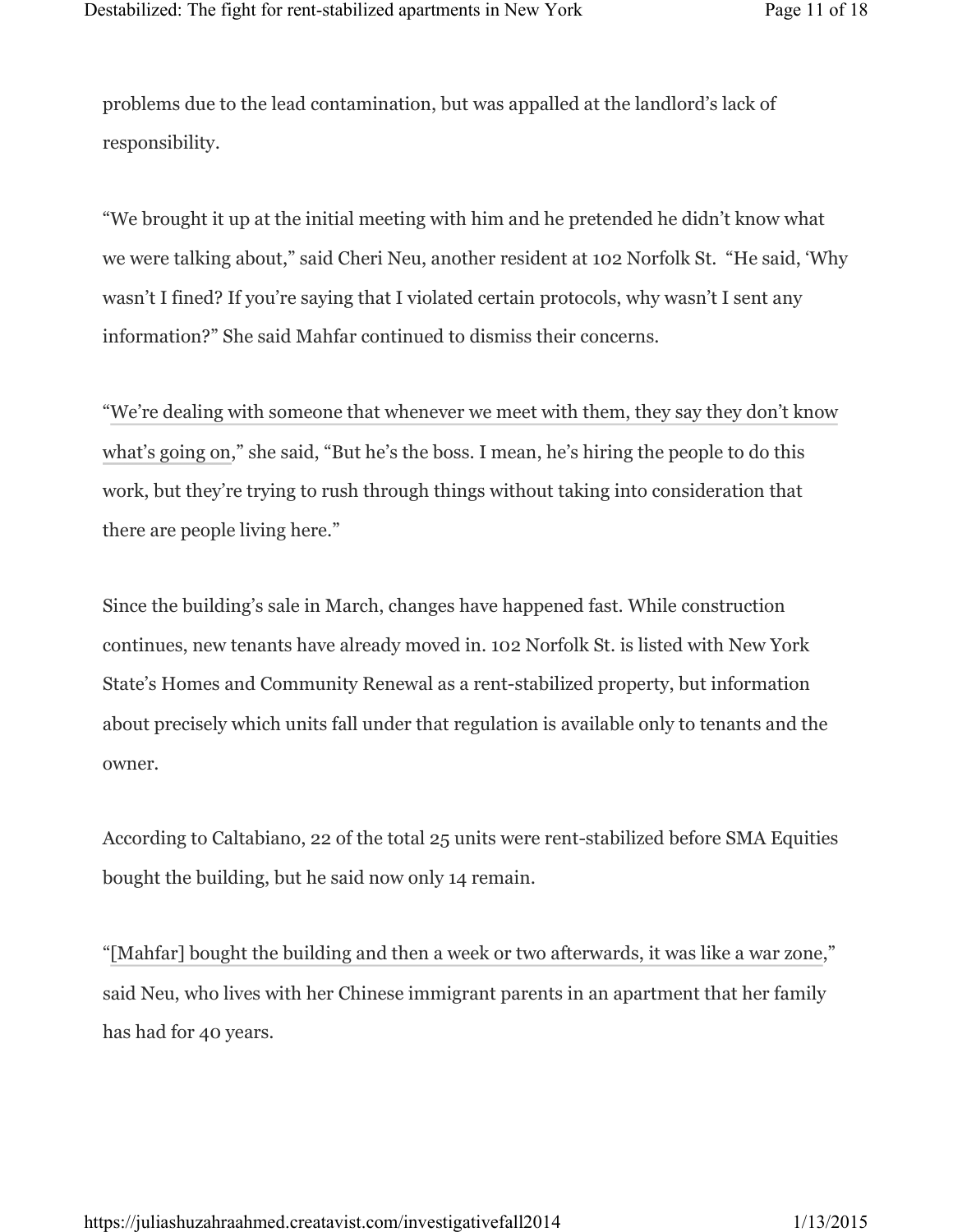problems due to the lead contamination, but was appalled at the landlord's lack of responsibility.

"We brought it up at the initial meeting with him and he pretended he didn't know what we were talking about," said Cheri Neu, another resident at 102 Norfolk St. "He said, 'Why wasn't I fined? If you're saying that I violated certain protocols, why wasn't I sent any information?" She said Mahfar continued to dismiss their concerns.

"We're dealing with someone that whenever we meet with them, they say they don't know what's going on," she said, "But he's the boss. I mean, he's hiring the people to do this work, but they're trying to rush through things without taking into consideration that there are people living here."

Since the building's sale in March, changes have happened fast. While construction continues, new tenants have already moved in. 102 Norfolk St. is listed with New York State's Homes and Community Renewal as a rent-stabilized property, but information about precisely which units fall under that regulation is available only to tenants and the owner.

According to Caltabiano, 22 of the total 25 units were rent-stabilized before SMA Equities bought the building, but he said now only 14 remain.

"[Mahfar] bought the building and then a week or two afterwards, it was like a war zone," said Neu, who lives with her Chinese immigrant parents in an apartment that her family has had for 40 years.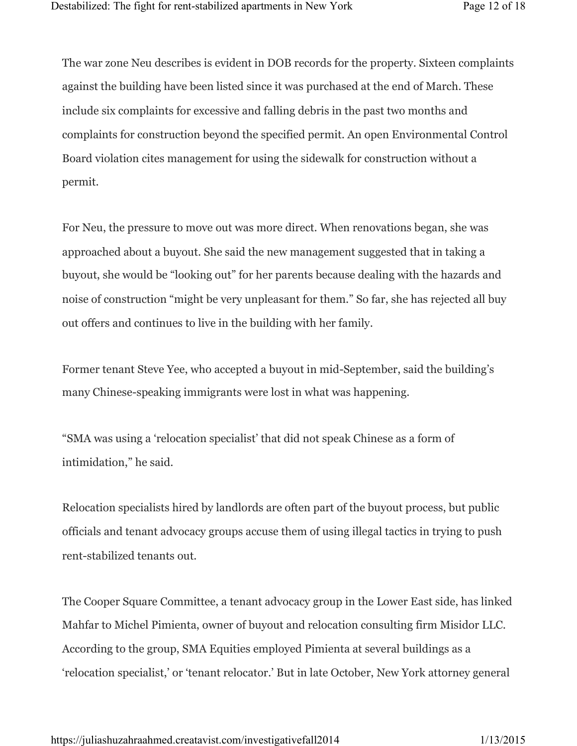The war zone Neu describes is evident in DOB records for the property. Sixteen complaints against the building have been listed since it was purchased at the end of March. These include six complaints for excessive and falling debris in the past two months and complaints for construction beyond the specified permit. An open Environmental Control Board violation cites management for using the sidewalk for construction without a permit.

For Neu, the pressure to move out was more direct. When renovations began, she was approached about a buyout. She said the new management suggested that in taking a buyout, she would be "looking out" for her parents because dealing with the hazards and noise of construction "might be very unpleasant for them." So far, she has rejected all buy out offers and continues to live in the building with her family.

Former tenant Steve Yee, who accepted a buyout in mid-September, said the building's many Chinese-speaking immigrants were lost in what was happening.

"SMA was using a 'relocation specialist' that did not speak Chinese as a form of intimidation," he said.

Relocation specialists hired by landlords are often part of the buyout process, but public officials and tenant advocacy groups accuse them of using illegal tactics in trying to push rent-stabilized tenants out.

The Cooper Square Committee, a tenant advocacy group in the Lower East side, has linked Mahfar to Michel Pimienta, owner of buyout and relocation consulting firm Misidor LLC. According to the group, SMA Equities employed Pimienta at several buildings as a 'relocation specialist,' or 'tenant relocator.' But in late October, New York attorney general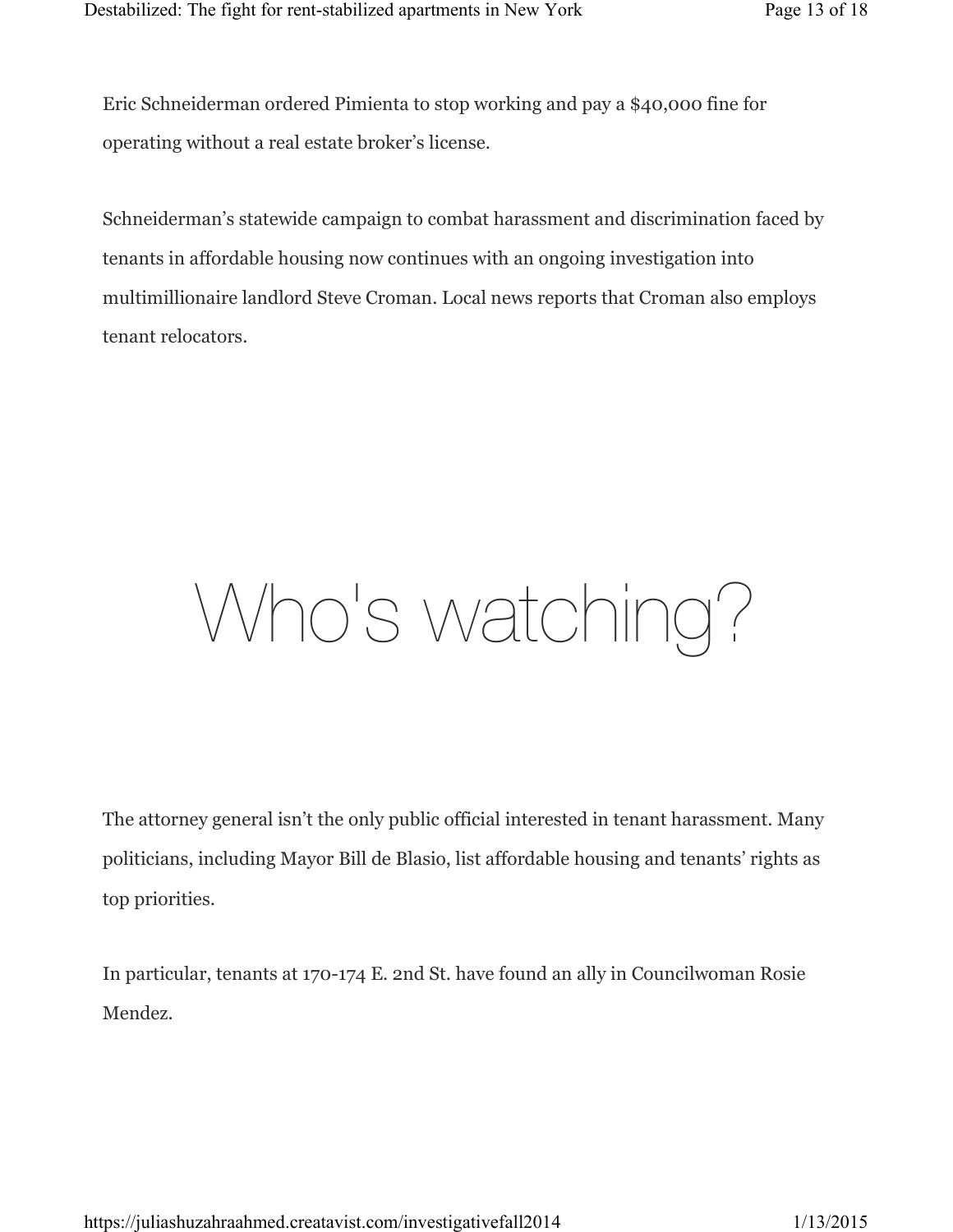Eric Schneiderman ordered Pimienta to stop working and pay a $40,000 fine for operating without a real estate broker's license.

Schneiderman's statewide campaign to combat harassment and discrimination faced by tenants in affordable housing now continues with an ongoing investigation into multimillionaire landlord Steve Croman. Local news reports that Croman also employs tenant relocators.

# Who's watching?

The attorney general isn't the only public official interested in tenant harassment. Many politicians, including Mayor Bill de Blasio, list affordable housing and tenants' rights as top priorities.

In particular, tenants at 170-174 E. 2nd St. have found an ally in Councilwoman Rosie Mendez.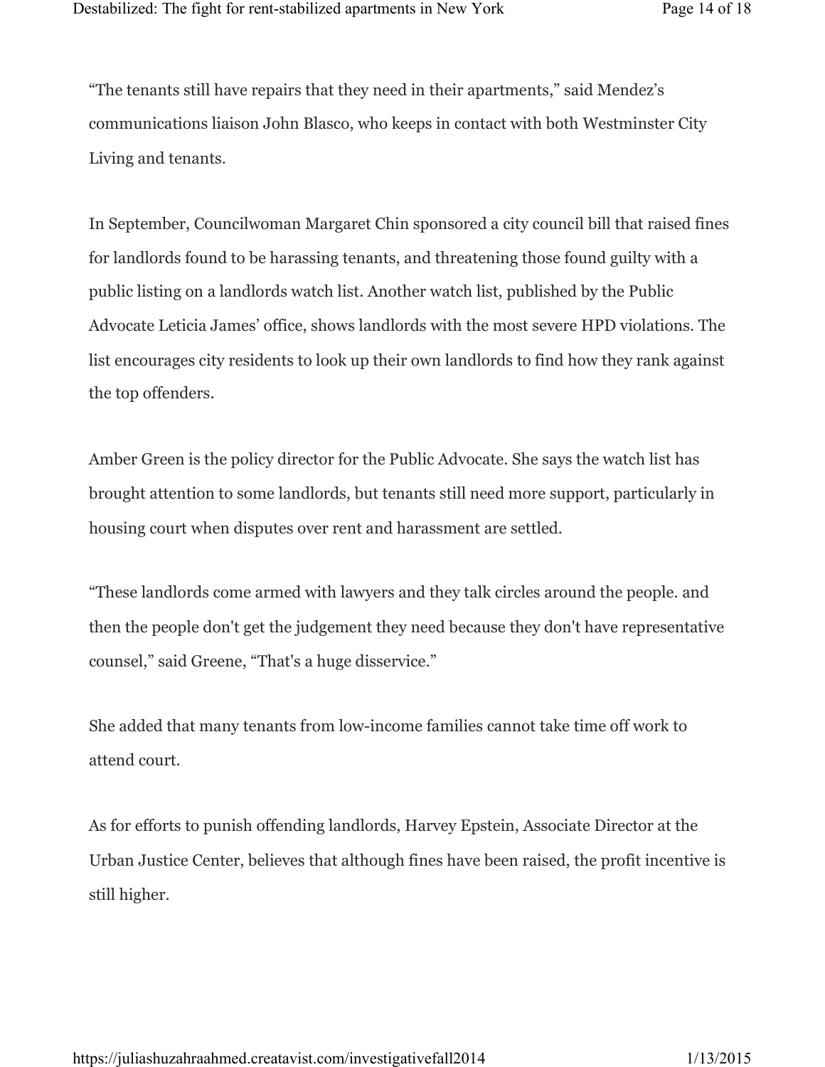"The tenants still have repairs that they need in their apartments," said Mendez's communications liaison John Blasco, who keeps in contact with both Westminster City Living and tenants.

In September, Councilwoman Margaret Chin sponsored a city council bill that raised fines for landlords found to be harassing tenants, and threatening those found guilty with a public listing on a landlords watch list. Another watch list, published by the Public Advocate Leticia James' office, shows landlords with the most severe HPD violations. The list encourages city residents to look up their own landlords to find how they rank against the top offenders.

Amber Green is the policy director for the Public Advocate. She says the watch list has brought attention to some landlords, but tenants still need more support, particularly in housing court when disputes over rent and harassment are settled.

"These landlords come armed with lawyers and they talk circles around the people. and then the people don't get the judgement they need because they don't have representative counsel," said Greene, "That's a huge disservice."

She added that many tenants from low-income families cannot take time off work to attend court.

As for efforts to punish offending landlords, Harvey Epstein, Associate Director at the Urban Justice Center, believes that although fines have been raised, the profit incentive is still higher.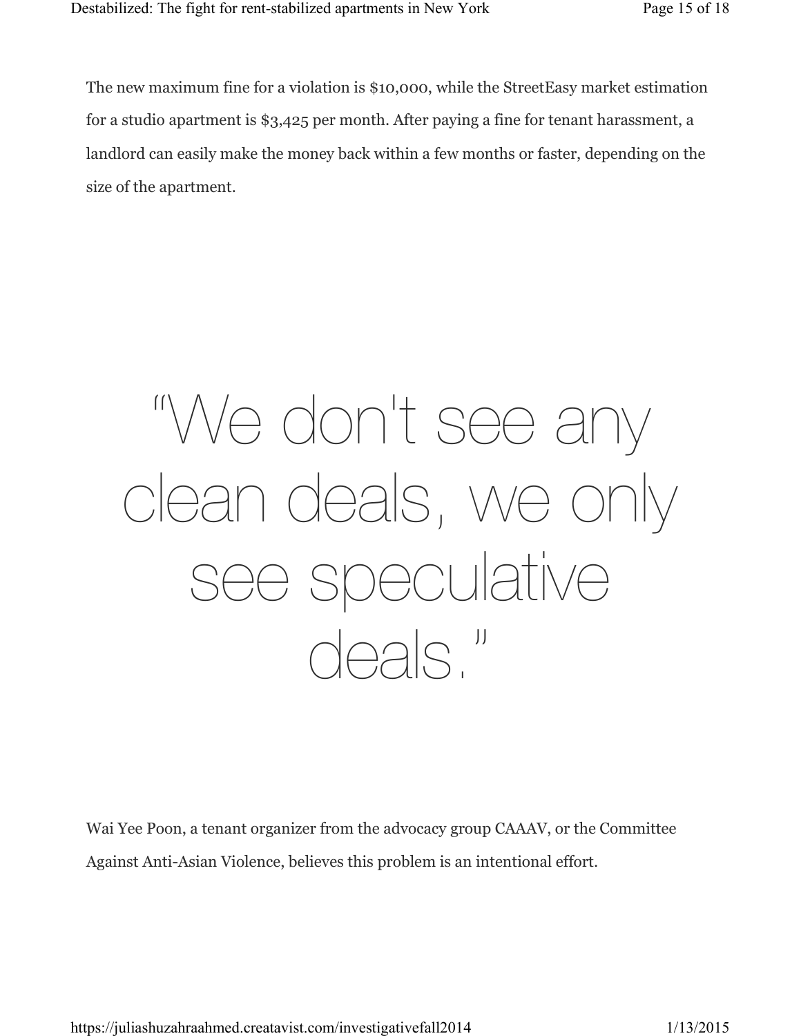The new maximum fine for a violation is $10,000, while the StreetEasy market estimation for a studio apartment is $3,425 per month. After paying a fine for tenant harassment, a landlord can easily make the money back within a few months or faster, depending on the size of the apartment.

> "We don't see any clean deals, we only see speculative deals."

Wai Yee Poon, a tenant organizer from the advocacy group CAAAV, or the Committee Against Anti-Asian Violence, believes this problem is an intentional effort.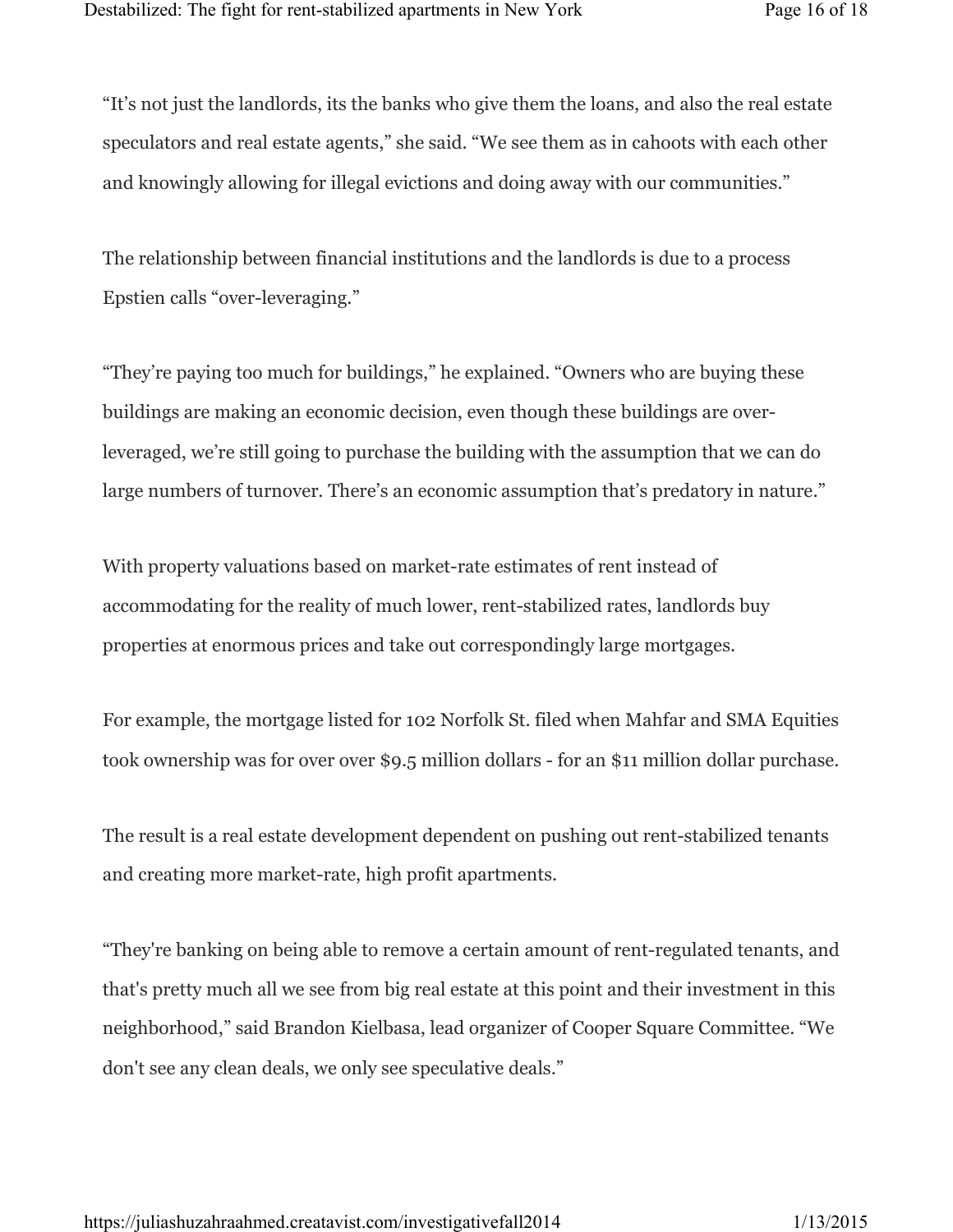"It's not just the landlords, its the banks who give them the loans, and also the real estate speculators and real estate agents," she said. "We see them as in cahoots with each other and knowingly allowing for illegal evictions and doing away with our communities."

The relationship between financial institutions and the landlords is due to a process Epstien calls "over-leveraging."

"They're paying too much for buildings," he explained. "Owners who are buying these buildings are making an economic decision, even though these buildings are over-leveraged, we're still going to purchase the building with the assumption that we can do large numbers of turnover. There's an economic assumption that's predatory in nature."

With property valuations based on market-rate estimates of rent instead of accommodating for the reality of much lower, rent-stabilized rates, landlords buy properties at enormous prices and take out correspondingly large mortgages.

For example, the mortgage listed for 102 Norfolk St. filed when Mahfar and SMA Equities took ownership was for over over $9.5 million dollars - for an $11 million dollar purchase.

The result is a real estate development dependent on pushing out rent-stabilized tenants and creating more market-rate, high profit apartments.

"They're banking on being able to remove a certain amount of rent-regulated tenants, and that's pretty much all we see from big real estate at this point and their investment in this neighborhood," said Brandon Kielbasa, lead organizer of Cooper Square Committee. "We don't see any clean deals, we only see speculative deals."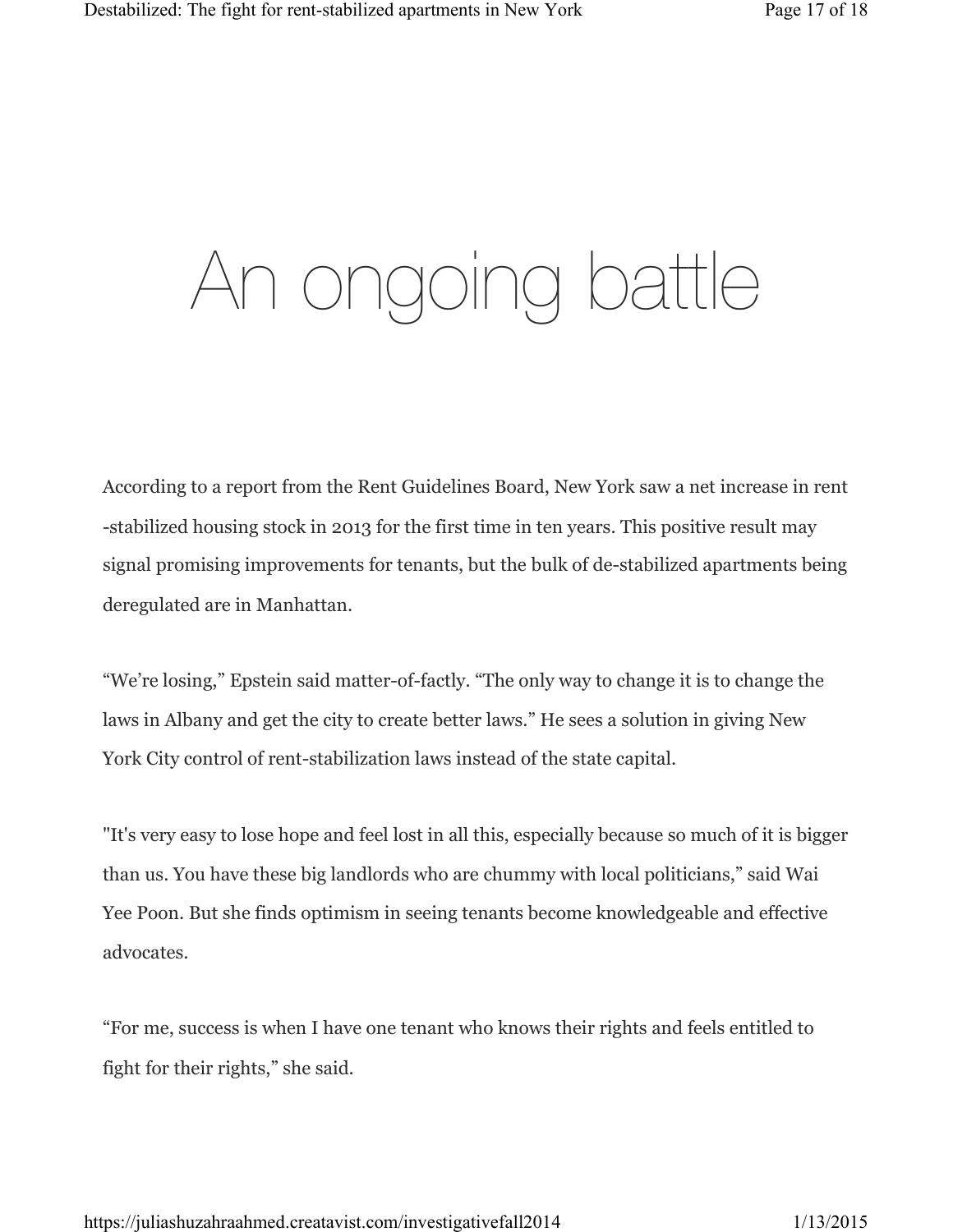# An ongoing battle

According to a report from the Rent Guidelines Board, New York saw a net increase in rent -stabilized housing stock in 2013 for the first time in ten years. This positive result may signal promising improvements for tenants, but the bulk of de-stabilized apartments being deregulated are in Manhattan.

“We’re losing,” Epstein said matter-of-factly. “The only way to change it is to change the laws in Albany and get the city to create better laws.” He sees a solution in giving New York City control of rent-stabilization laws instead of the state capital.

"It's very easy to lose hope and feel lost in all this, especially because so much of it is bigger than us. You have these big landlords who are chummy with local politicians,” said Wai Yee Poon. But she finds optimism in seeing tenants become knowledgeable and effective advocates.

“For me, success is when I have one tenant who knows their rights and feels entitled to fight for their rights,” she said.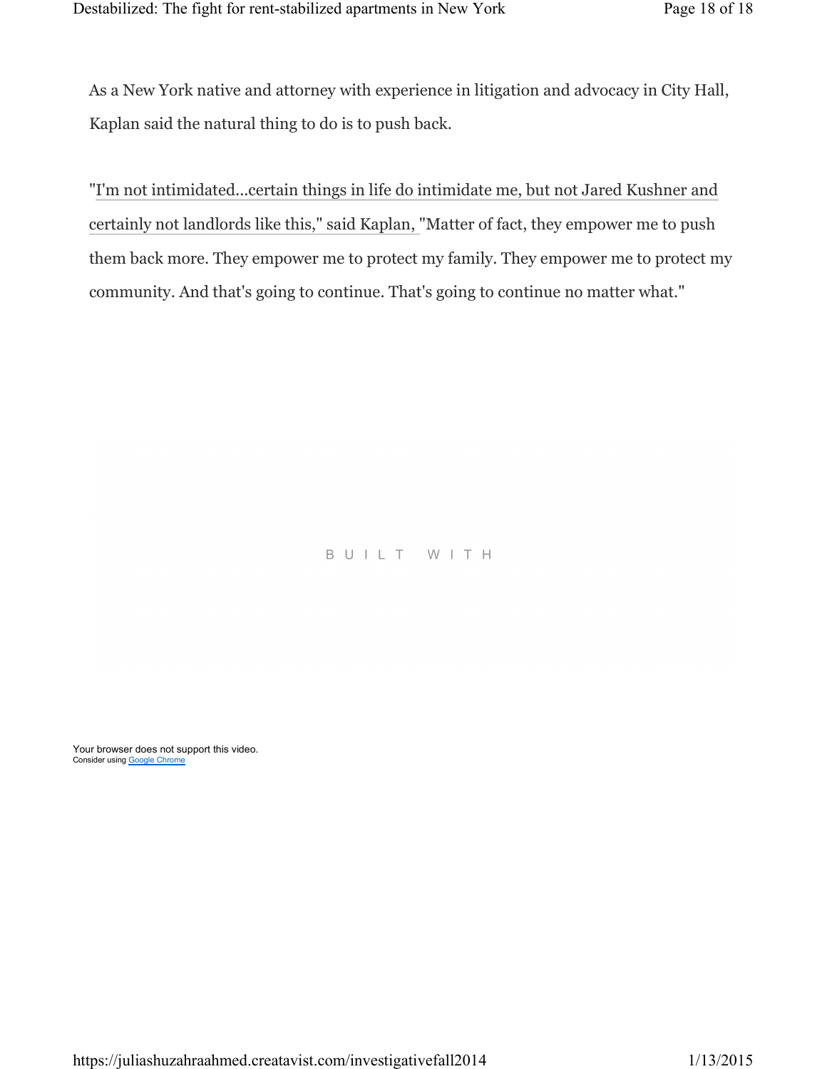As a New York native and attorney with experience in litigation and advocacy in City Hall, Kaplan said the natural thing to do is to push back.

"I'm not intimidated...certain things in life do intimidate me, but not Jared Kushner and certainly not landlords like this," said Kaplan, "Matter of fact, they empower me to push them back more. They empower me to protect my family. They empower me to protect my community. And that's going to continue. That's going to continue no matter what."

BUILT WITH

Your browser does not support this video.
Consider using Google Chrome